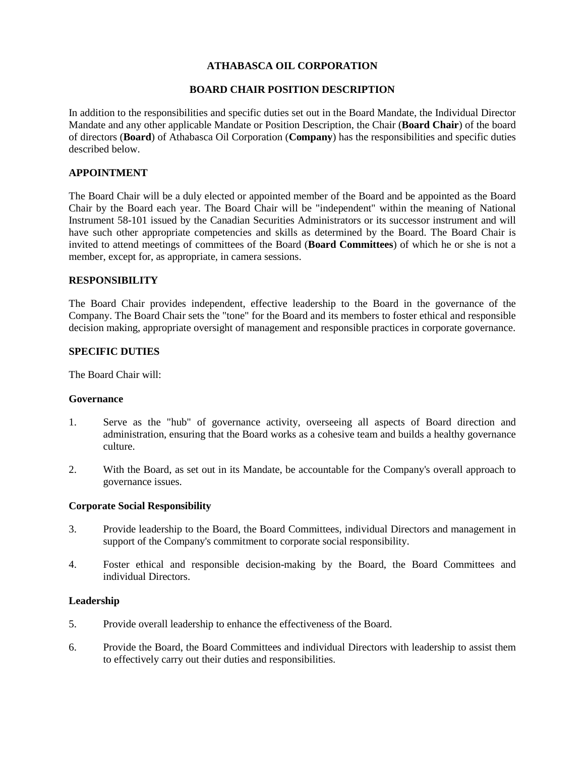# ATHABASCA OIL CORPORATION

## BOARD CHAIR POSITION DESCRIPTION

In addition to the responsibilities and specific duties set out in the Board Mandate, the Individual Director Mandate and any other applicable Mandate or Position Description, the Chair (**Board Chair**) of the board of directors (**Board**) of Athabasca Oil Corporation (**Company**) has the responsibilities and specific duties described below.

### APPOINTMENT

The Board Chair will be a duly elected or appointed member of the Board and be appointed as the Board Chair by the Board each year. The Board Chair will be "independent" within the meaning of National Instrument 58-101 issued by the Canadian Securities Administrators or its successor instrument and will have such other appropriate competencies and skills as determined by the Board. The Board Chair is invited to attend meetings of committees of the Board (**Board Committees**) of which he or she is not a member, except for, as appropriate, in camera sessions.

### RESPONSIBILITY

The Board Chair provides independent, effective leadership to the Board in the governance of the Company. The Board Chair sets the "tone" for the Board and its members to foster ethical and responsible decision making, appropriate oversight of management and responsible practices in corporate governance.

### SPECIFIC DUTIES

The Board Chair will:

#### Governance

1. Serve as the "hub" of governance activity, overseeing all aspects of Board direction and administration, ensuring that the Board works as a cohesive team and builds a healthy governance culture.

2. With the Board, as set out in its Mandate, be accountable for the Company's overall approach to governance issues.

#### Corporate Social Responsibility

3. Provide leadership to the Board, the Board Committees, individual Directors and management in support of the Company's commitment to corporate social responsibility.

4. Foster ethical and responsible decision-making by the Board, the Board Committees and individual Directors.

#### Leadership

5. Provide overall leadership to enhance the effectiveness of the Board.

6. Provide the Board, the Board Committees and individual Directors with leadership to assist them to effectively carry out their duties and responsibilities.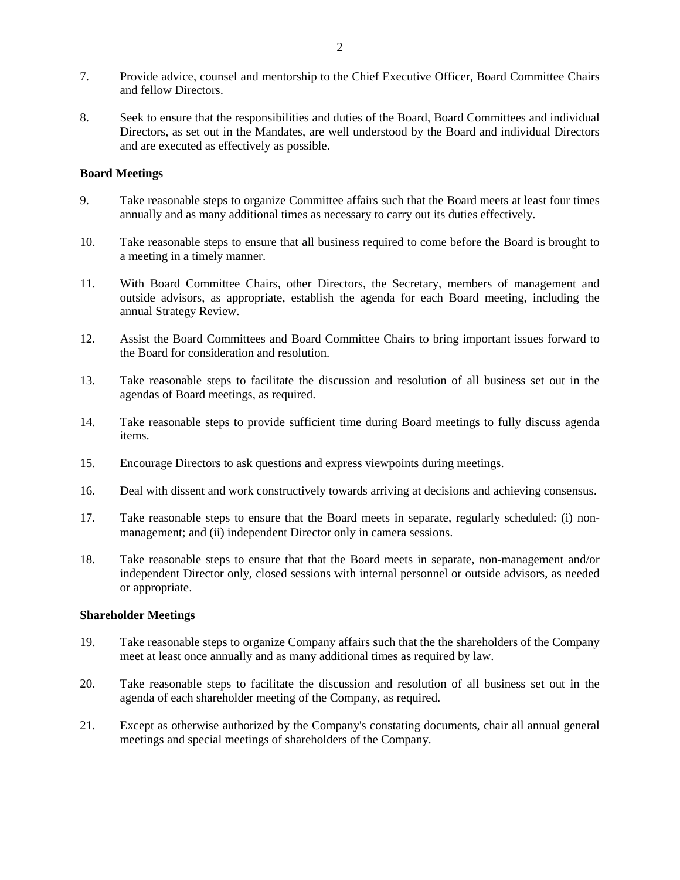7. Provide advice, counsel and mentorship to the Chief Executive Officer, Board Committee Chairs and fellow Directors.

8. Seek to ensure that the responsibilities and duties of the Board, Board Committees and individual Directors, as set out in the Mandates, are well understood by the Board and individual Directors and are executed as effectively as possible.

**Board Meetings**

9. Take reasonable steps to organize Committee affairs such that the Board meets at least four times annually and as many additional times as necessary to carry out its duties effectively.

10. Take reasonable steps to ensure that all business required to come before the Board is brought to a meeting in a timely manner.

11. With Board Committee Chairs, other Directors, the Secretary, members of management and outside advisors, as appropriate, establish the agenda for each Board meeting, including the annual Strategy Review.

12. Assist the Board Committees and Board Committee Chairs to bring important issues forward to the Board for consideration and resolution.

13. Take reasonable steps to facilitate the discussion and resolution of all business set out in the agendas of Board meetings, as required.

14. Take reasonable steps to provide sufficient time during Board meetings to fully discuss agenda items.

15. Encourage Directors to ask questions and express viewpoints during meetings.

16. Deal with dissent and work constructively towards arriving at decisions and achieving consensus.

17. Take reasonable steps to ensure that the Board meets in separate, regularly scheduled: (i) non-management; and (ii) independent Director only in camera sessions.

18. Take reasonable steps to ensure that that the Board meets in separate, non-management and/or independent Director only, closed sessions with internal personnel or outside advisors, as needed or appropriate.

**Shareholder Meetings**

19. Take reasonable steps to organize Company affairs such that the the shareholders of the Company meet at least once annually and as many additional times as required by law.

20. Take reasonable steps to facilitate the discussion and resolution of all business set out in the agenda of each shareholder meeting of the Company, as required.

21. Except as otherwise authorized by the Company's constating documents, chair all annual general meetings and special meetings of shareholders of the Company.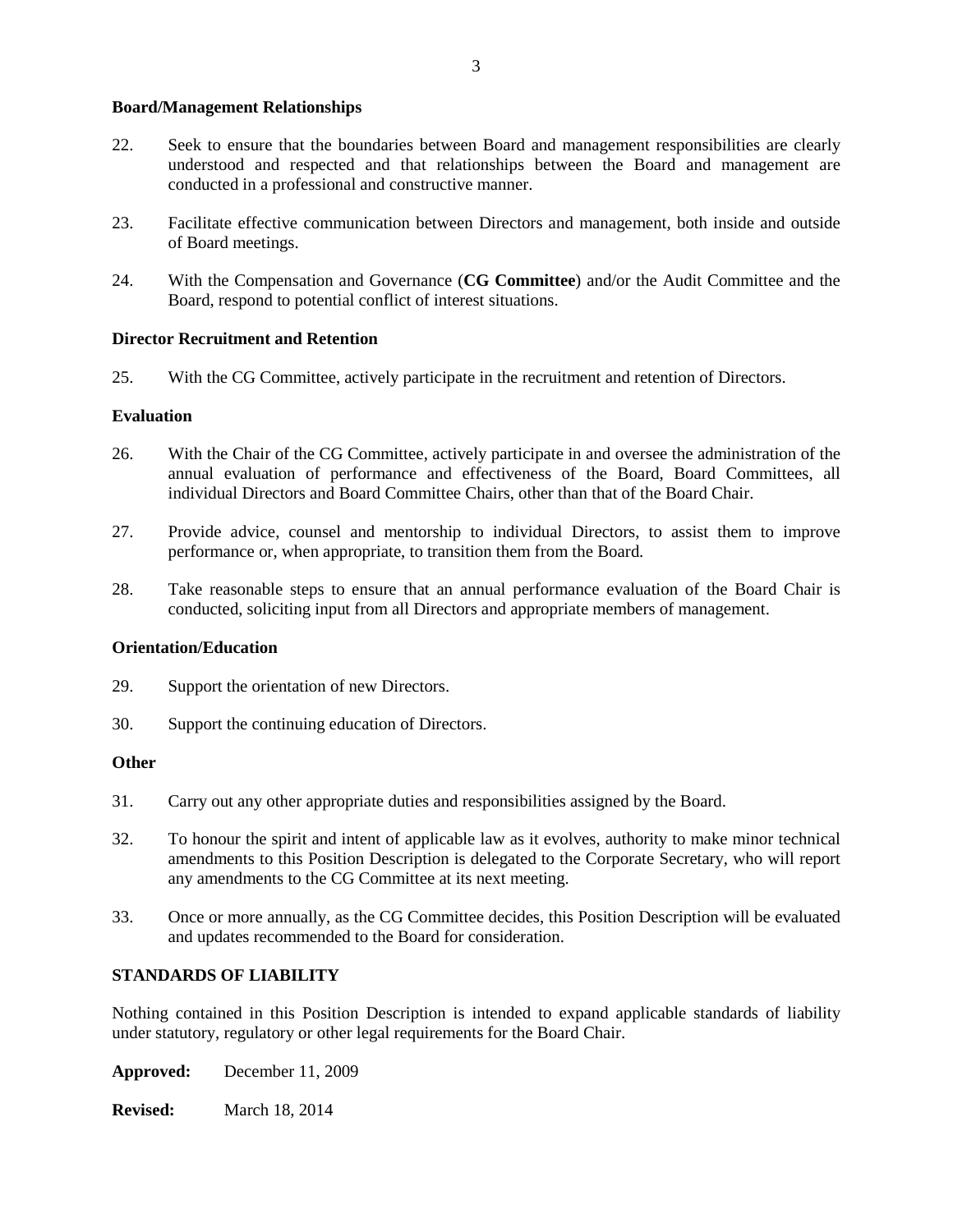**Board/Management Relationships**

22. Seek to ensure that the boundaries between Board and management responsibilities are clearly understood and respected and that relationships between the Board and management are conducted in a professional and constructive manner.

23. Facilitate effective communication between Directors and management, both inside and outside of Board meetings.

24. With the Compensation and Governance (**CG Committee**) and/or the Audit Committee and the Board, respond to potential conflict of interest situations.

**Director Recruitment and Retention**

25. With the CG Committee, actively participate in the recruitment and retention of Directors.

**Evaluation**

26. With the Chair of the CG Committee, actively participate in and oversee the administration of the annual evaluation of performance and effectiveness of the Board, Board Committees, all individual Directors and Board Committee Chairs, other than that of the Board Chair.

27. Provide advice, counsel and mentorship to individual Directors, to assist them to improve performance or, when appropriate, to transition them from the Board.

28. Take reasonable steps to ensure that an annual performance evaluation of the Board Chair is conducted, soliciting input from all Directors and appropriate members of management.

**Orientation/Education**

29. Support the orientation of new Directors.

30. Support the continuing education of Directors.

**Other**

31. Carry out any other appropriate duties and responsibilities assigned by the Board.

32. To honour the spirit and intent of applicable law as it evolves, authority to make minor technical amendments to this Position Description is delegated to the Corporate Secretary, who will report any amendments to the CG Committee at its next meeting.

33. Once or more annually, as the CG Committee decides, this Position Description will be evaluated and updates recommended to the Board for consideration.

## STANDARDS OF LIABILITY

Nothing contained in this Position Description is intended to expand applicable standards of liability under statutory, regulatory or other legal requirements for the Board Chair.

**Approved:** December 11, 2009

**Revised:** March 18, 2014